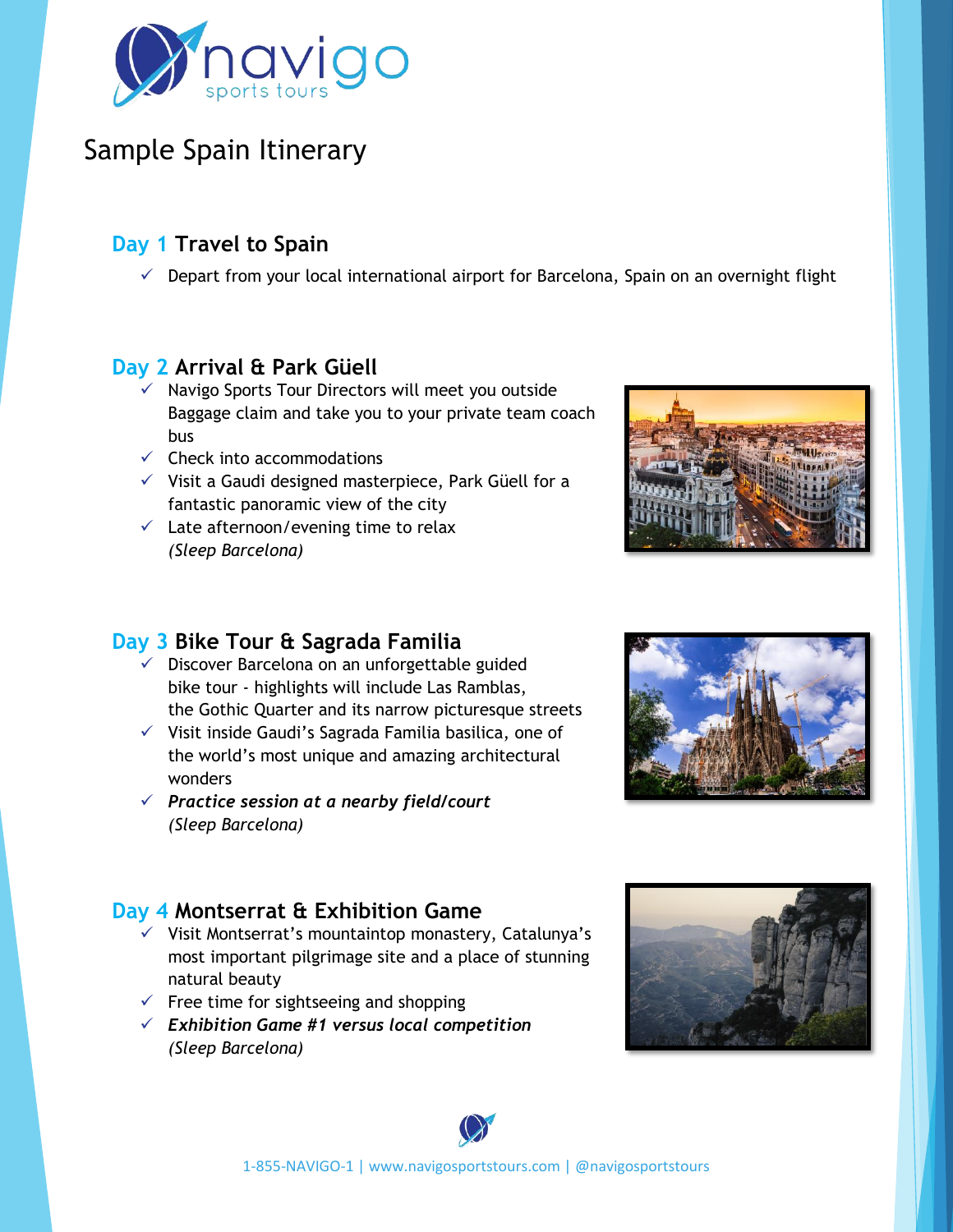# Sample Spain Itinerary

## Day 1 Travel to Spain

- ✓ Depart from your local international airport for Barcelona, Spain on an overnight flight

## Day 2 Arrival & Park Güell

- ✓ Navigo Sports Tour Directors will meet you outside Baggage claim and take you to your private team coach bus
- ✓ Check into accommodations
- ✓ Visit a Gaudi designed masterpiece, Park Güell for a fantastic panoramic view of the city
- ✓ Late afternoon/evening time to relax
  *(Sleep Barcelona)*

## Day 3 Bike Tour & Sagrada Familia

- ✓ Discover Barcelona on an unforgettable guided bike tour - highlights will include Las Ramblas, the Gothic Quarter and its narrow picturesque streets
- ✓ Visit inside Gaudi's Sagrada Familia basilica, one of the world's most unique and amazing architectural wonders
- ✓ ***Practice session at a nearby field/court***
  *(Sleep Barcelona)*

## Day 4 Montserrat & Exhibition Game

- ✓ Visit Montserrat's mountaintop monastery, Catalunya's most important pilgrimage site and a place of stunning natural beauty
- ✓ Free time for sightseeing and shopping
- ✓ ***Exhibition Game #1 versus local competition***
  *(Sleep Barcelona)*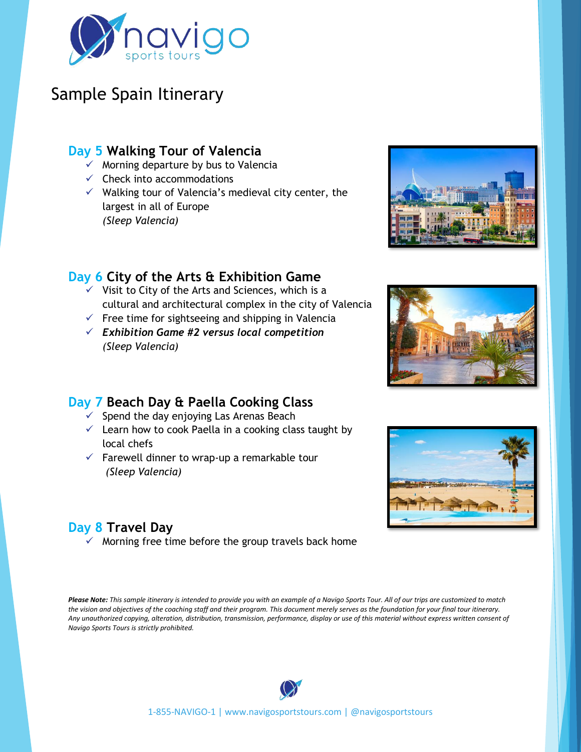# Sample Spain Itinerary

## Day 5 Walking Tour of Valencia

- Morning departure by bus to Valencia
- Check into accommodations
- Walking tour of Valencia's medieval city center, the largest in all of Europe
  *(Sleep Valencia)*

## Day 6 City of the Arts & Exhibition Game

- Visit to City of the Arts and Sciences, which is a cultural and architectural complex in the city of Valencia
- Free time for sightseeing and shipping in Valencia
- ***Exhibition Game #2 versus local competition***
  *(Sleep Valencia)*

## Day 7 Beach Day & Paella Cooking Class

- Spend the day enjoying Las Arenas Beach
- Learn how to cook Paella in a cooking class taught by local chefs
- Farewell dinner to wrap-up a remarkable tour
  *(Sleep Valencia)*

## Day 8 Travel Day

- Morning free time before the group travels back home

***Please Note:*** *This sample itinerary is intended to provide you with an example of a Navigo Sports Tour. All of our trips are customized to match the vision and objectives of the coaching staff and their program. This document merely serves as the foundation for your final tour itinerary. Any unauthorized copying, alteration, distribution, transmission, performance, display or use of this material without express written consent of Navigo Sports Tours is strictly prohibited.*

1-855-NAVIGO-1 | www.navigosportstours.com | @navigosportstours